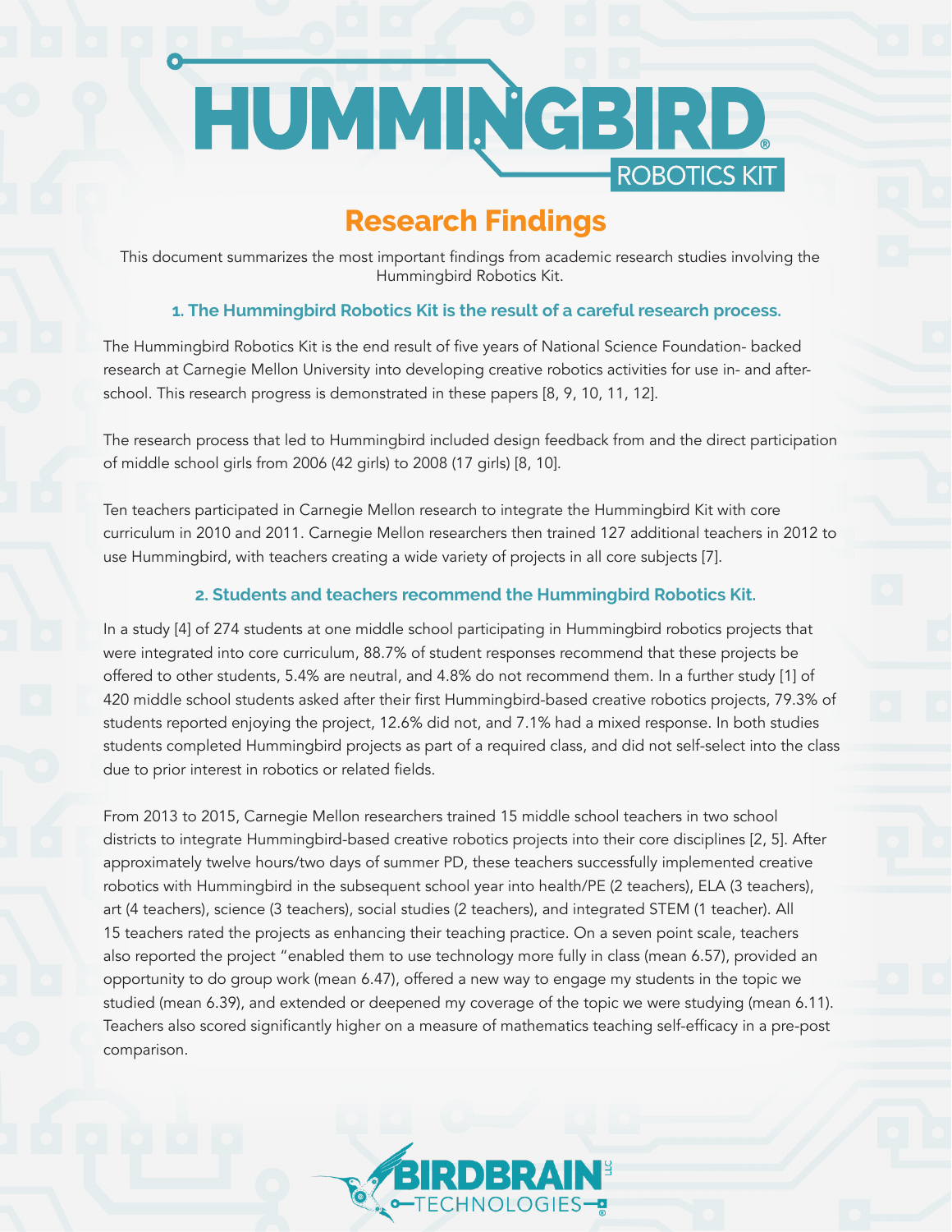# HUMMINGBIRD ROBOTICS KIT

## Research Findings

This document summarizes the most important findings from academic research studies involving the Hummingbird Robotics Kit.

### 1. The Hummingbird Robotics Kit is the result of a careful research process.

The Hummingbird Robotics Kit is the end result of five years of National Science Foundation- backed research at Carnegie Mellon University into developing creative robotics activities for use in- and after-school. This research progress is demonstrated in these papers [8, 9, 10, 11, 12].

The research process that led to Hummingbird included design feedback from and the direct participation of middle school girls from 2006 (42 girls) to 2008 (17 girls) [8, 10].

Ten teachers participated in Carnegie Mellon research to integrate the Hummingbird Kit with core curriculum in 2010 and 2011. Carnegie Mellon researchers then trained 127 additional teachers in 2012 to use Hummingbird, with teachers creating a wide variety of projects in all core subjects [7].

### 2. Students and teachers recommend the Hummingbird Robotics Kit.

In a study [4] of 274 students at one middle school participating in Hummingbird robotics projects that were integrated into core curriculum, 88.7% of student responses recommend that these projects be offered to other students, 5.4% are neutral, and 4.8% do not recommend them. In a further study [1] of 420 middle school students asked after their first Hummingbird-based creative robotics projects, 79.3% of students reported enjoying the project, 12.6% did not, and 7.1% had a mixed response. In both studies students completed Hummingbird projects as part of a required class, and did not self-select into the class due to prior interest in robotics or related fields.

From 2013 to 2015, Carnegie Mellon researchers trained 15 middle school teachers in two school districts to integrate Hummingbird-based creative robotics projects into their core disciplines [2, 5]. After approximately twelve hours/two days of summer PD, these teachers successfully implemented creative robotics with Hummingbird in the subsequent school year into health/PE (2 teachers), ELA (3 teachers), art (4 teachers), science (3 teachers), social studies (2 teachers), and integrated STEM (1 teacher). All 15 teachers rated the projects as enhancing their teaching practice. On a seven point scale, teachers also reported the project "enabled them to use technology more fully in class (mean 6.57), provided an opportunity to do group work (mean 6.47), offered a new way to engage my students in the topic we studied (mean 6.39), and extended or deepened my coverage of the topic we were studying (mean 6.11). Teachers also scored significantly higher on a measure of mathematics teaching self-efficacy in a pre-post comparison.

BIRDBRAIN TECHNOLOGIES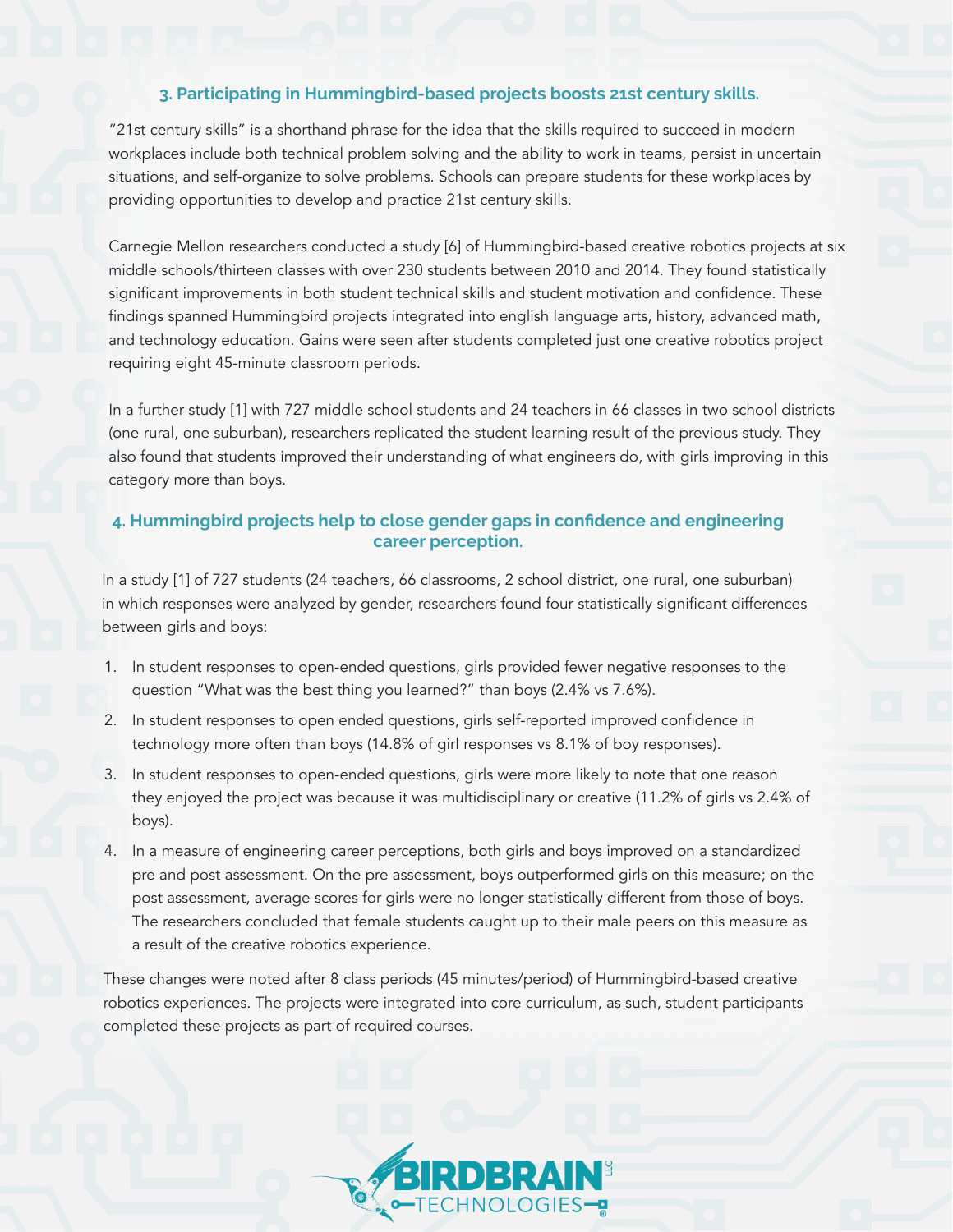### 3. Participating in Hummingbird-based projects boosts 21st century skills.

"21st century skills" is a shorthand phrase for the idea that the skills required to succeed in modern workplaces include both technical problem solving and the ability to work in teams, persist in uncertain situations, and self-organize to solve problems. Schools can prepare students for these workplaces by providing opportunities to develop and practice 21st century skills.

Carnegie Mellon researchers conducted a study [6] of Hummingbird-based creative robotics projects at six middle schools/thirteen classes with over 230 students between 2010 and 2014. They found statistically significant improvements in both student technical skills and student motivation and confidence. These findings spanned Hummingbird projects integrated into english language arts, history, advanced math, and technology education. Gains were seen after students completed just one creative robotics project requiring eight 45-minute classroom periods.

In a further study [1] with 727 middle school students and 24 teachers in 66 classes in two school districts (one rural, one suburban), researchers replicated the student learning result of the previous study. They also found that students improved their understanding of what engineers do, with girls improving in this category more than boys.

### 4. Hummingbird projects help to close gender gaps in confidence and engineering career perception.

In a study [1] of 727 students (24 teachers, 66 classrooms, 2 school district, one rural, one suburban) in which responses were analyzed by gender, researchers found four statistically significant differences between girls and boys:

1. In student responses to open-ended questions, girls provided fewer negative responses to the question "What was the best thing you learned?" than boys (2.4% vs 7.6%).
2. In student responses to open ended questions, girls self-reported improved confidence in technology more often than boys (14.8% of girl responses vs 8.1% of boy responses).
3. In student responses to open-ended questions, girls were more likely to note that one reason they enjoyed the project was because it was multidisciplinary or creative (11.2% of girls vs 2.4% of boys).
4. In a measure of engineering career perceptions, both girls and boys improved on a standardized pre and post assessment. On the pre assessment, boys outperformed girls on this measure; on the post assessment, average scores for girls were no longer statistically different from those of boys. The researchers concluded that female students caught up to their male peers on this measure as a result of the creative robotics experience.

These changes were noted after 8 class periods (45 minutes/period) of Hummingbird-based creative robotics experiences. The projects were integrated into core curriculum, as such, student participants completed these projects as part of required courses.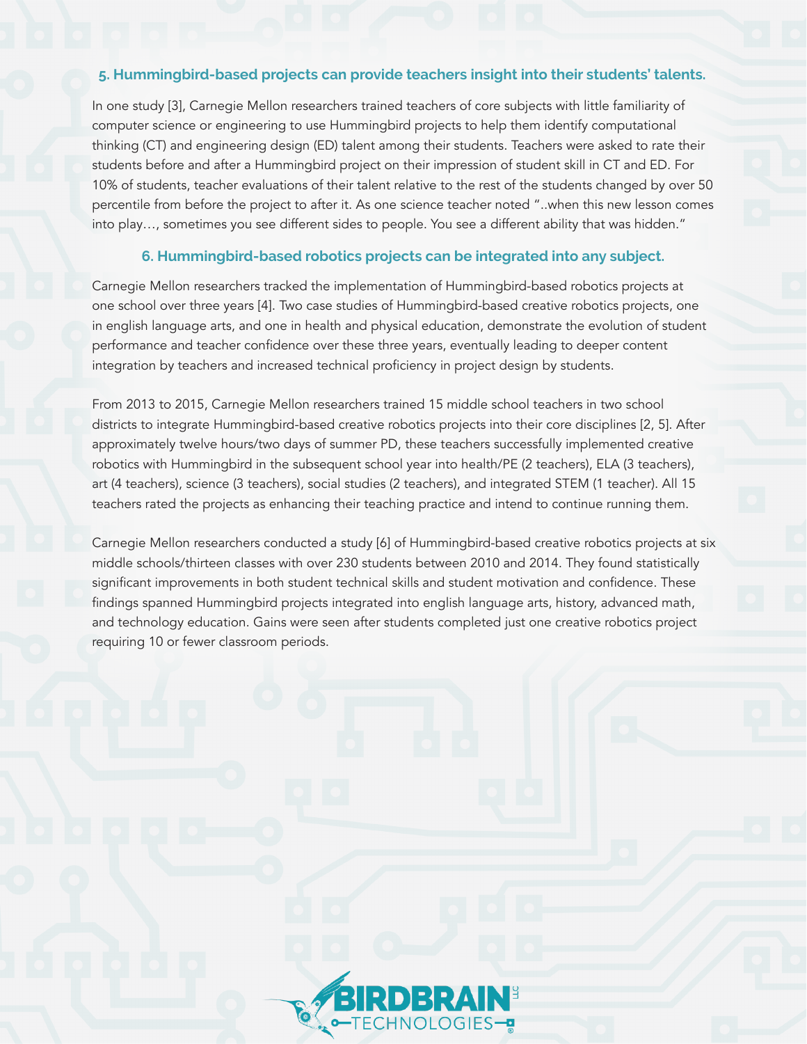### 5. Hummingbird-based projects can provide teachers insight into their students' talents.

In one study [3], Carnegie Mellon researchers trained teachers of core subjects with little familiarity of computer science or engineering to use Hummingbird projects to help them identify computational thinking (CT) and engineering design (ED) talent among their students. Teachers were asked to rate their students before and after a Hummingbird project on their impression of student skill in CT and ED. For 10% of students, teacher evaluations of their talent relative to the rest of the students changed by over 50 percentile from before the project to after it. As one science teacher noted "..when this new lesson comes into play…, sometimes you see different sides to people. You see a different ability that was hidden."

### 6. Hummingbird-based robotics projects can be integrated into any subject.

Carnegie Mellon researchers tracked the implementation of Hummingbird-based robotics projects at one school over three years [4]. Two case studies of Hummingbird-based creative robotics projects, one in english language arts, and one in health and physical education, demonstrate the evolution of student performance and teacher confidence over these three years, eventually leading to deeper content integration by teachers and increased technical proficiency in project design by students.

From 2013 to 2015, Carnegie Mellon researchers trained 15 middle school teachers in two school districts to integrate Hummingbird-based creative robotics projects into their core disciplines [2, 5]. After approximately twelve hours/two days of summer PD, these teachers successfully implemented creative robotics with Hummingbird in the subsequent school year into health/PE (2 teachers), ELA (3 teachers), art (4 teachers), science (3 teachers), social studies (2 teachers), and integrated STEM (1 teacher). All 15 teachers rated the projects as enhancing their teaching practice and intend to continue running them.

Carnegie Mellon researchers conducted a study [6] of Hummingbird-based creative robotics projects at six middle schools/thirteen classes with over 230 students between 2010 and 2014. They found statistically significant improvements in both student technical skills and student motivation and confidence. These findings spanned Hummingbird projects integrated into english language arts, history, advanced math, and technology education. Gains were seen after students completed just one creative robotics project requiring 10 or fewer classroom periods.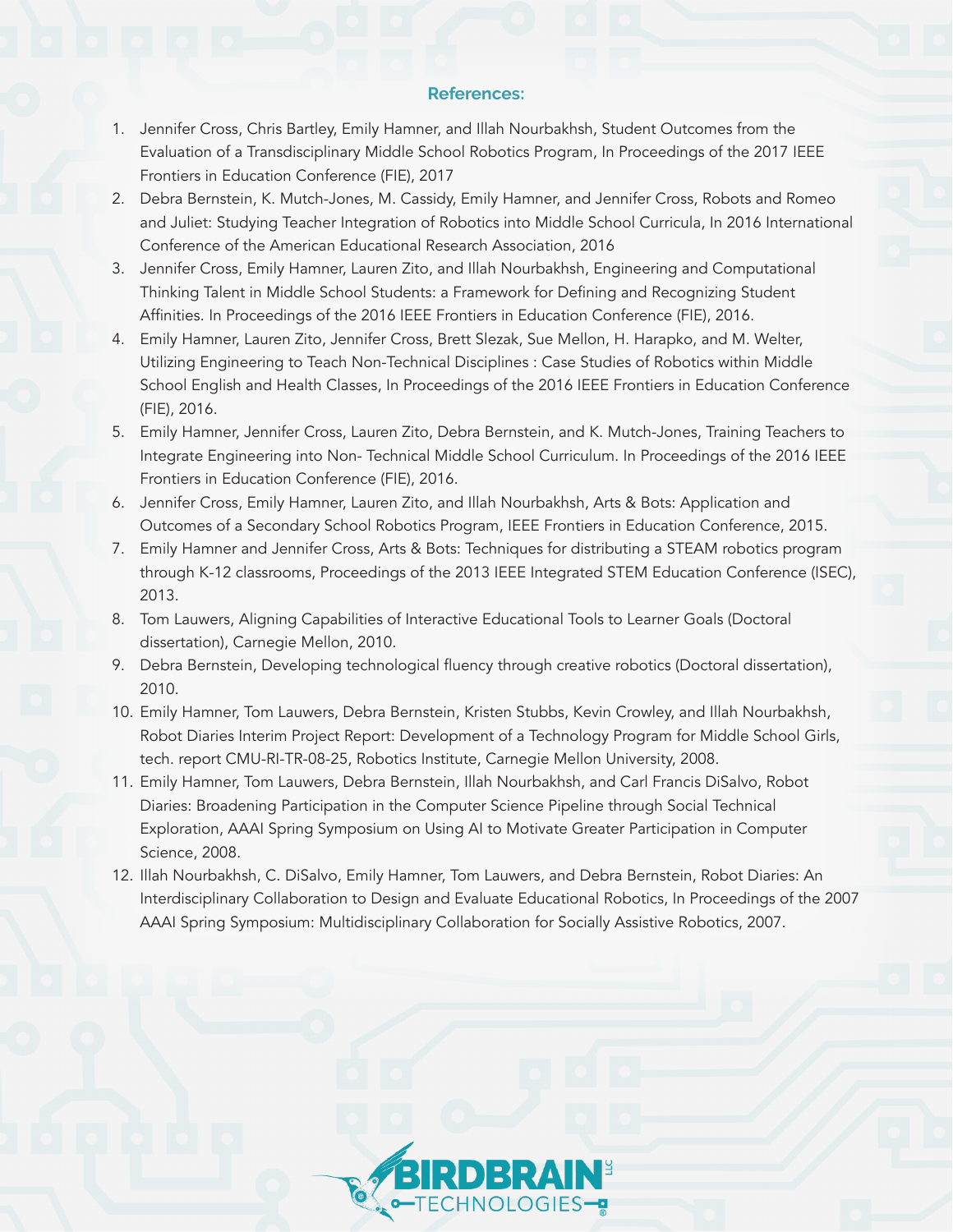## References:

1. Jennifer Cross, Chris Bartley, Emily Hamner, and Illah Nourbakhsh, Student Outcomes from the Evaluation of a Transdisciplinary Middle School Robotics Program, In Proceedings of the 2017 IEEE Frontiers in Education Conference (FIE), 2017
2. Debra Bernstein, K. Mutch-Jones, M. Cassidy, Emily Hamner, and Jennifer Cross, Robots and Romeo and Juliet: Studying Teacher Integration of Robotics into Middle School Curricula, In 2016 International Conference of the American Educational Research Association, 2016
3. Jennifer Cross, Emily Hamner, Lauren Zito, and Illah Nourbakhsh, Engineering and Computational Thinking Talent in Middle School Students: a Framework for Defining and Recognizing Student Affinities. In Proceedings of the 2016 IEEE Frontiers in Education Conference (FIE), 2016.
4. Emily Hamner, Lauren Zito, Jennifer Cross, Brett Slezak, Sue Mellon, H. Harapko, and M. Welter, Utilizing Engineering to Teach Non-Technical Disciplines : Case Studies of Robotics within Middle School English and Health Classes, In Proceedings of the 2016 IEEE Frontiers in Education Conference (FIE), 2016.
5. Emily Hamner, Jennifer Cross, Lauren Zito, Debra Bernstein, and K. Mutch-Jones, Training Teachers to Integrate Engineering into Non- Technical Middle School Curriculum. In Proceedings of the 2016 IEEE Frontiers in Education Conference (FIE), 2016.
6. Jennifer Cross, Emily Hamner, Lauren Zito, and Illah Nourbakhsh, Arts & Bots: Application and Outcomes of a Secondary School Robotics Program, IEEE Frontiers in Education Conference, 2015.
7. Emily Hamner and Jennifer Cross, Arts & Bots: Techniques for distributing a STEAM robotics program through K-12 classrooms, Proceedings of the 2013 IEEE Integrated STEM Education Conference (ISEC), 2013.
8. Tom Lauwers, Aligning Capabilities of Interactive Educational Tools to Learner Goals (Doctoral dissertation), Carnegie Mellon, 2010.
9. Debra Bernstein, Developing technological fluency through creative robotics (Doctoral dissertation), 2010.
10. Emily Hamner, Tom Lauwers, Debra Bernstein, Kristen Stubbs, Kevin Crowley, and Illah Nourbakhsh, Robot Diaries Interim Project Report: Development of a Technology Program for Middle School Girls, tech. report CMU-RI-TR-08-25, Robotics Institute, Carnegie Mellon University, 2008.
11. Emily Hamner, Tom Lauwers, Debra Bernstein, Illah Nourbakhsh, and Carl Francis DiSalvo, Robot Diaries: Broadening Participation in the Computer Science Pipeline through Social Technical Exploration, AAAI Spring Symposium on Using AI to Motivate Greater Participation in Computer Science, 2008.
12. Illah Nourbakhsh, C. DiSalvo, Emily Hamner, Tom Lauwers, and Debra Bernstein, Robot Diaries: An Interdisciplinary Collaboration to Design and Evaluate Educational Robotics, In Proceedings of the 2007 AAAI Spring Symposium: Multidisciplinary Collaboration for Socially Assistive Robotics, 2007.

BIRDBRAIN TECHNOLOGIES LLC